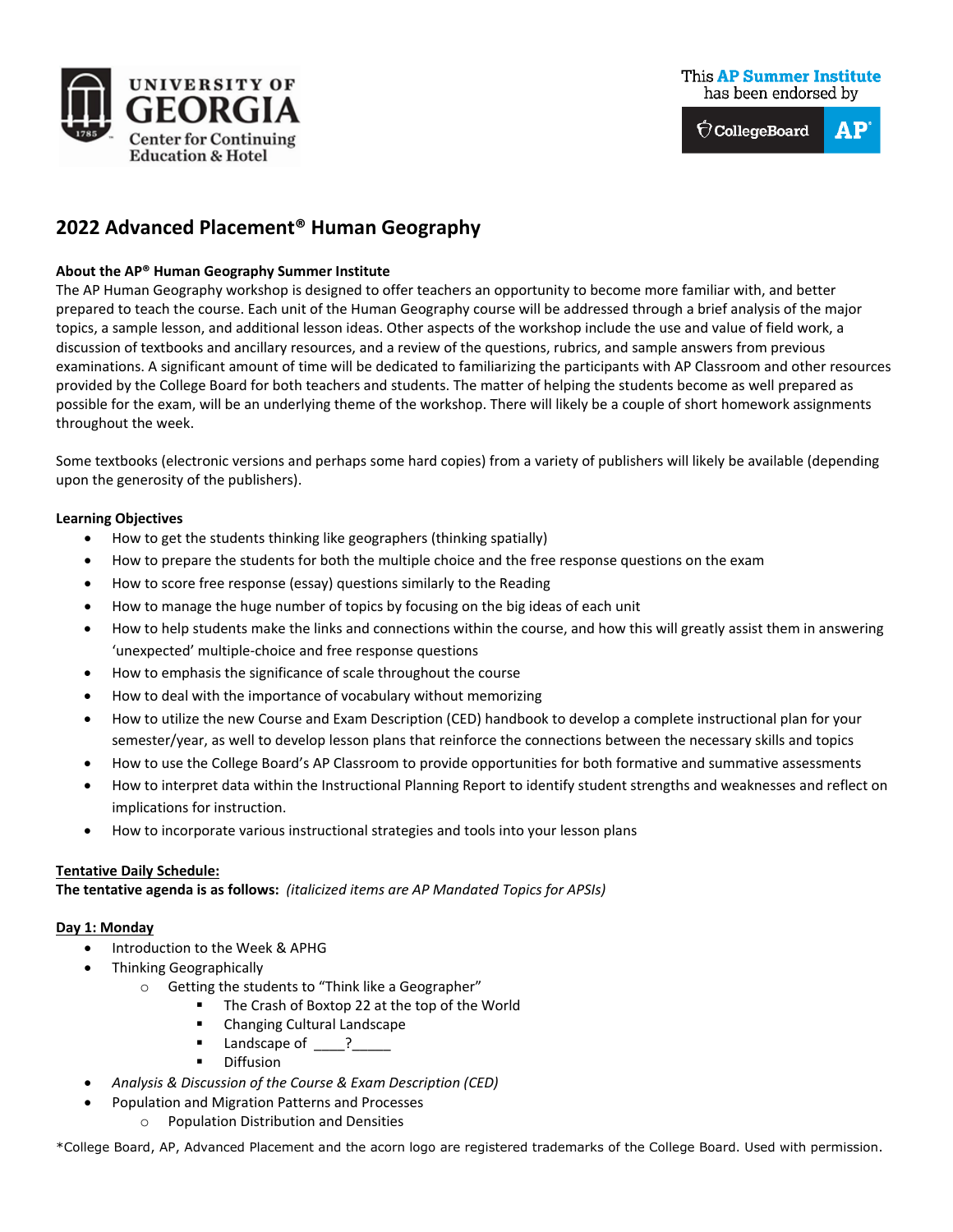UNIVERSITY OF GEORGIA
Center for Continuing Education & Hotel

This AP Summer Institute has been endorsed by CollegeBoard AP

# 2022 Advanced Placement® Human Geography

**About the AP® Human Geography Summer Institute**
The AP Human Geography workshop is designed to offer teachers an opportunity to become more familiar with, and better prepared to teach the course. Each unit of the Human Geography course will be addressed through a brief analysis of the major topics, a sample lesson, and additional lesson ideas. Other aspects of the workshop include the use and value of field work, a discussion of textbooks and ancillary resources, and a review of the questions, rubrics, and sample answers from previous examinations. A significant amount of time will be dedicated to familiarizing the participants with AP Classroom and other resources provided by the College Board for both teachers and students. The matter of helping the students become as well prepared as possible for the exam, will be an underlying theme of the workshop. There will likely be a couple of short homework assignments throughout the week.

Some textbooks (electronic versions and perhaps some hard copies) from a variety of publishers will likely be available (depending upon the generosity of the publishers).

**Learning Objectives**

- How to get the students thinking like geographers (thinking spatially)
- How to prepare the students for both the multiple choice and the free response questions on the exam
- How to score free response (essay) questions similarly to the Reading
- How to manage the huge number of topics by focusing on the big ideas of each unit
- How to help students make the links and connections within the course, and how this will greatly assist them in answering 'unexpected' multiple-choice and free response questions
- How to emphasis the significance of scale throughout the course
- How to deal with the importance of vocabulary without memorizing
- How to utilize the new Course and Exam Description (CED) handbook to develop a complete instructional plan for your semester/year, as well to develop lesson plans that reinforce the connections between the necessary skills and topics
- How to use the College Board's AP Classroom to provide opportunities for both formative and summative assessments
- How to interpret data within the Instructional Planning Report to identify student strengths and weaknesses and reflect on implications for instruction.
- How to incorporate various instructional strategies and tools into your lesson plans

**Tentative Daily Schedule:**
**The tentative agenda is as follows:** *(italicized items are AP Mandated Topics for APSIs)*

**Day 1: Monday**

- Introduction to the Week & APHG
- Thinking Geographically
  - Getting the students to "Think like a Geographer"
    - The Crash of Boxtop 22 at the top of the World
    - Changing Cultural Landscape
    - Landscape of \_\_\_\_?\_\_\_\_\_
    - Diffusion
- *Analysis & Discussion of the Course & Exam Description (CED)*
- Population and Migration Patterns and Processes
  - Population Distribution and Densities

\*College Board, AP, Advanced Placement and the acorn logo are registered trademarks of the College Board. Used with permission.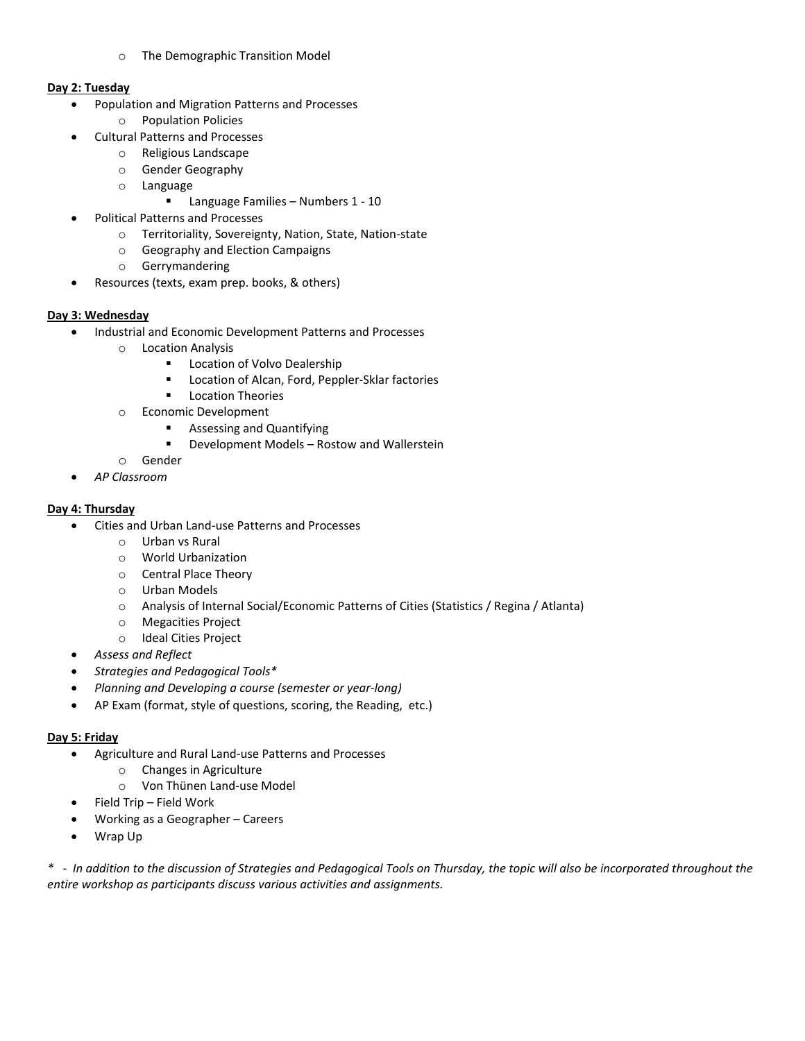- The Demographic Transition Model

**Day 2: Tuesday**

- Population and Migration Patterns and Processes
  - Population Policies
- Cultural Patterns and Processes
  - Religious Landscape
  - Gender Geography
  - Language
    - Language Families – Numbers 1 - 10
- Political Patterns and Processes
  - Territoriality, Sovereignty, Nation, State, Nation-state
  - Geography and Election Campaigns
  - Gerrymandering
- Resources (texts, exam prep. books, & others)

**Day 3: Wednesday**

- Industrial and Economic Development Patterns and Processes
  - Location Analysis
    - Location of Volvo Dealership
    - Location of Alcan, Ford, Peppler-Sklar factories
    - Location Theories
  - Economic Development
    - Assessing and Quantifying
    - Development Models – Rostow and Wallerstein
  - Gender
- *AP Classroom*

**Day 4: Thursday**

- Cities and Urban Land-use Patterns and Processes
  - Urban vs Rural
  - World Urbanization
  - Central Place Theory
  - Urban Models
  - Analysis of Internal Social/Economic Patterns of Cities (Statistics / Regina / Atlanta)
  - Megacities Project
  - Ideal Cities Project
- *Assess and Reflect*
- *Strategies and Pedagogical Tools**
- *Planning and Developing a course (semester or year-long)*
- AP Exam (format, style of questions, scoring, the Reading, etc.)

**Day 5: Friday**

- Agriculture and Rural Land-use Patterns and Processes
  - Changes in Agriculture
  - Von Thünen Land-use Model
- Field Trip – Field Work
- Working as a Geographer – Careers
- Wrap Up

*\* - In addition to the discussion of Strategies and Pedagogical Tools on Thursday, the topic will also be incorporated throughout the entire workshop as participants discuss various activities and assignments.*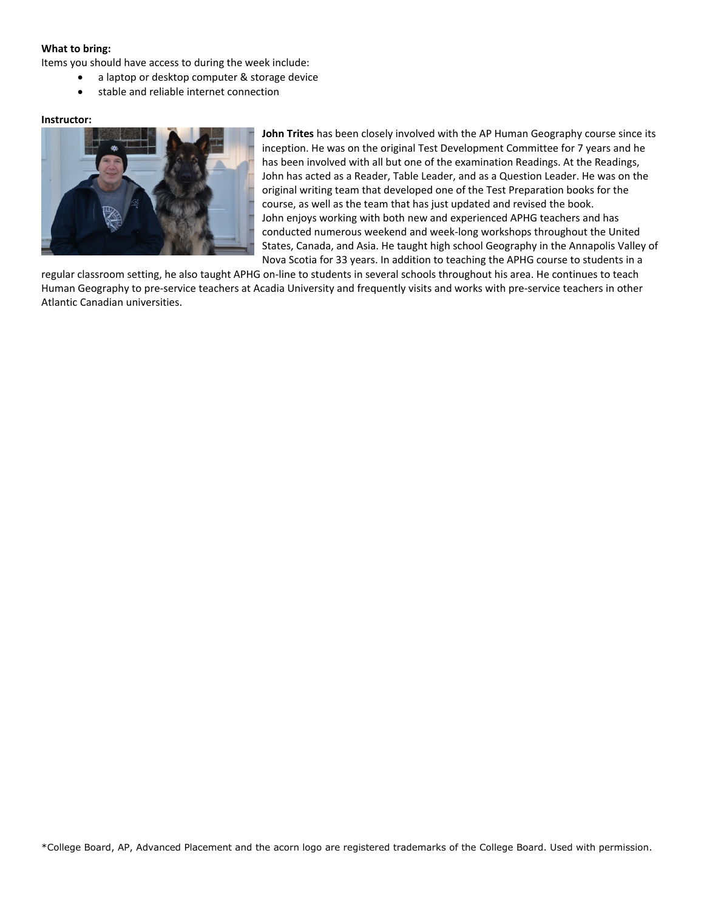**What to bring:**

Items you should have access to during the week include:

- a laptop or desktop computer & storage device
- stable and reliable internet connection

**Instructor:**

**John Trites** has been closely involved with the AP Human Geography course since its inception. He was on the original Test Development Committee for 7 years and he has been involved with all but one of the examination Readings. At the Readings, John has acted as a Reader, Table Leader, and as a Question Leader. He was on the original writing team that developed one of the Test Preparation books for the course, as well as the team that has just updated and revised the book.

John enjoys working with both new and experienced APHG teachers and has conducted numerous weekend and week-long workshops throughout the United States, Canada, and Asia. He taught high school Geography in the Annapolis Valley of Nova Scotia for 33 years. In addition to teaching the APHG course to students in a regular classroom setting, he also taught APHG on-line to students in several schools throughout his area. He continues to teach Human Geography to pre-service teachers at Acadia University and frequently visits and works with pre-service teachers in other Atlantic Canadian universities.

*College Board, AP, Advanced Placement and the acorn logo are registered trademarks of the College Board. Used with permission.